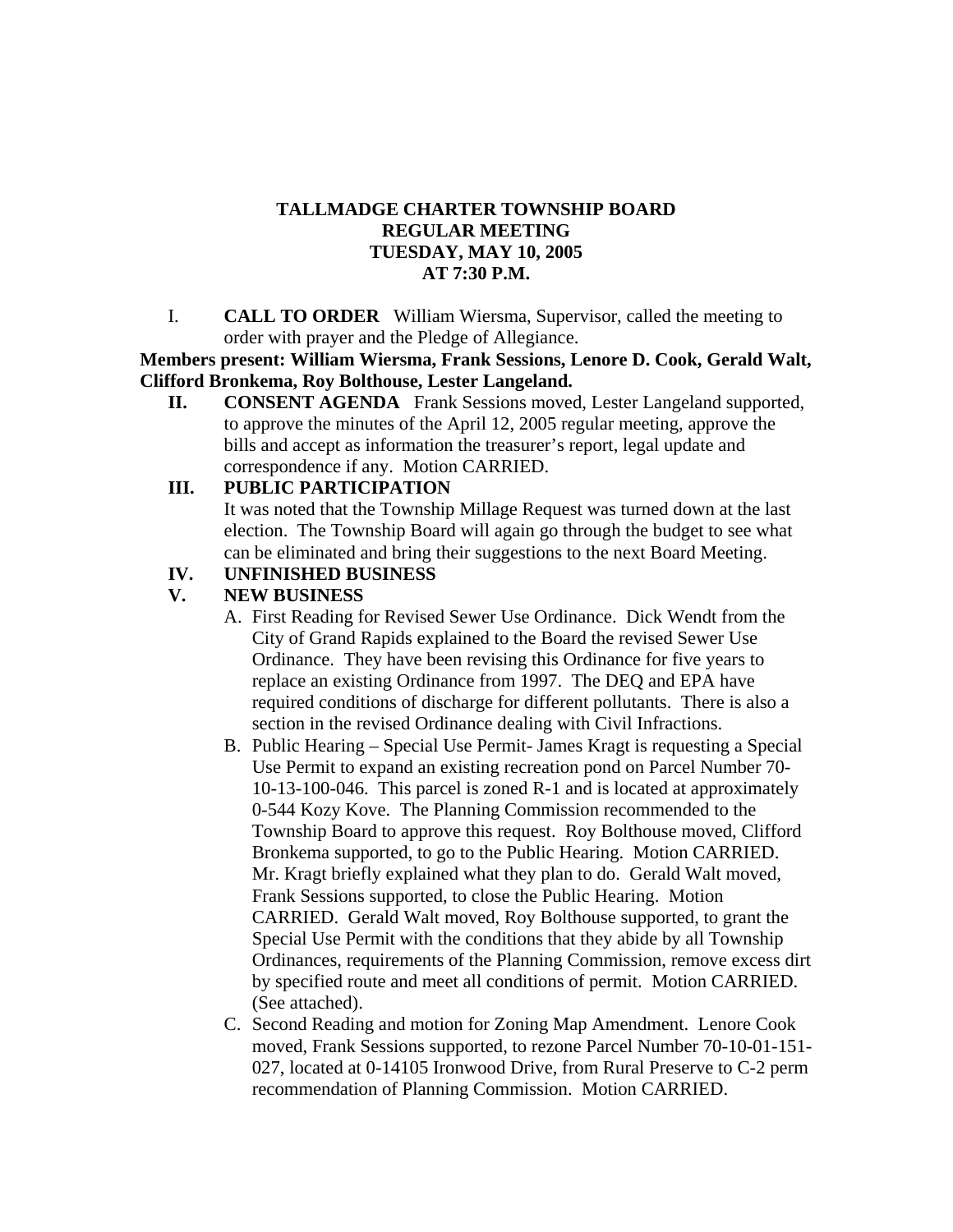# TALLMADGE CHARTER TOWNSHIP BOARD
## REGULAR MEETING
## TUESDAY, MAY 10, 2005
## AT 7:30 P.M.

I. **CALL TO ORDER** William Wiersma, Supervisor, called the meeting to order with prayer and the Pledge of Allegiance.

**Members present: William Wiersma, Frank Sessions, Lenore D. Cook, Gerald Walt, Clifford Bronkema, Roy Bolthouse, Lester Langeland.**

**II. CONSENT AGENDA** Frank Sessions moved, Lester Langeland supported, to approve the minutes of the April 12, 2005 regular meeting, approve the bills and accept as information the treasurer's report, legal update and correspondence if any. Motion CARRIED.

**III. PUBLIC PARTICIPATION**

It was noted that the Township Millage Request was turned down at the last election. The Township Board will again go through the budget to see what can be eliminated and bring their suggestions to the next Board Meeting.

**IV. UNFINISHED BUSINESS**

**V. NEW BUSINESS**

A. First Reading for Revised Sewer Use Ordinance. Dick Wendt from the City of Grand Rapids explained to the Board the revised Sewer Use Ordinance. They have been revising this Ordinance for five years to replace an existing Ordinance from 1997. The DEQ and EPA have required conditions of discharge for different pollutants. There is also a section in the revised Ordinance dealing with Civil Infractions.

B. Public Hearing – Special Use Permit- James Kragt is requesting a Special Use Permit to expand an existing recreation pond on Parcel Number 70-10-13-100-046. This parcel is zoned R-1 and is located at approximately 0-544 Kozy Kove. The Planning Commission recommended to the Township Board to approve this request. Roy Bolthouse moved, Clifford Bronkema supported, to go to the Public Hearing. Motion CARRIED. Mr. Kragt briefly explained what they plan to do. Gerald Walt moved, Frank Sessions supported, to close the Public Hearing. Motion CARRIED. Gerald Walt moved, Roy Bolthouse supported, to grant the Special Use Permit with the conditions that they abide by all Township Ordinances, requirements of the Planning Commission, remove excess dirt by specified route and meet all conditions of permit. Motion CARRIED. (See attached).

C. Second Reading and motion for Zoning Map Amendment. Lenore Cook moved, Frank Sessions supported, to rezone Parcel Number 70-10-01-151-027, located at 0-14105 Ironwood Drive, from Rural Preserve to C-2 perm recommendation of Planning Commission. Motion CARRIED.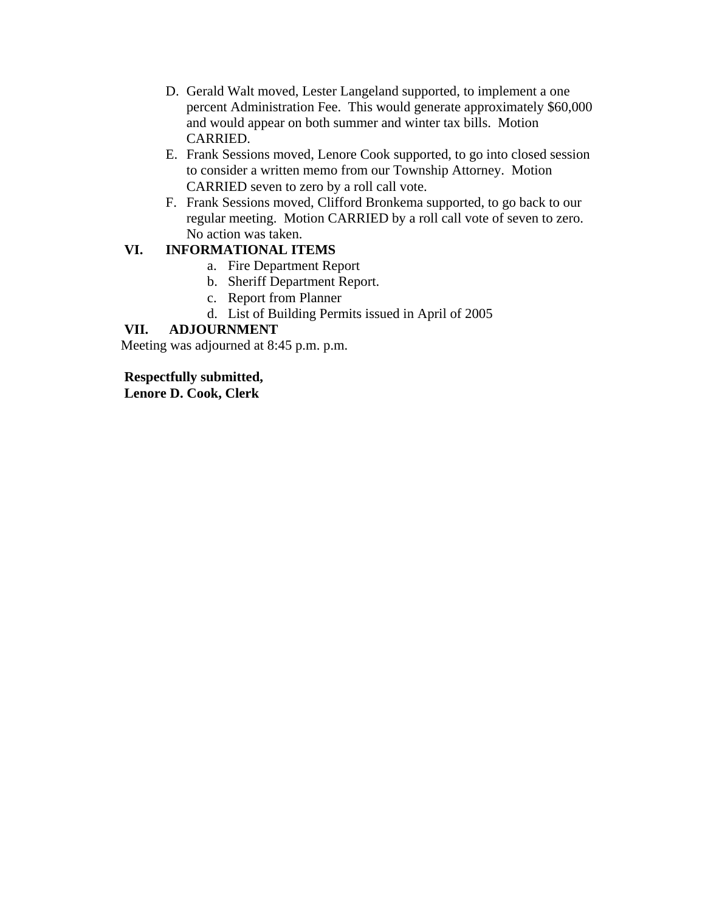D. Gerald Walt moved, Lester Langeland supported, to implement a one percent Administration Fee. This would generate approximately $60,000 and would appear on both summer and winter tax bills. Motion CARRIED.

E. Frank Sessions moved, Lenore Cook supported, to go into closed session to consider a written memo from our Township Attorney. Motion CARRIED seven to zero by a roll call vote.

F. Frank Sessions moved, Clifford Bronkema supported, to go back to our regular meeting. Motion CARRIED by a roll call vote of seven to zero. No action was taken.

**VI. INFORMATIONAL ITEMS**

a. Fire Department Report
b. Sheriff Department Report.
c. Report from Planner
d. List of Building Permits issued in April of 2005

**VII. ADJOURNMENT**

Meeting was adjourned at 8:45 p.m. p.m.

**Respectfully submitted,**
**Lenore D. Cook, Clerk**